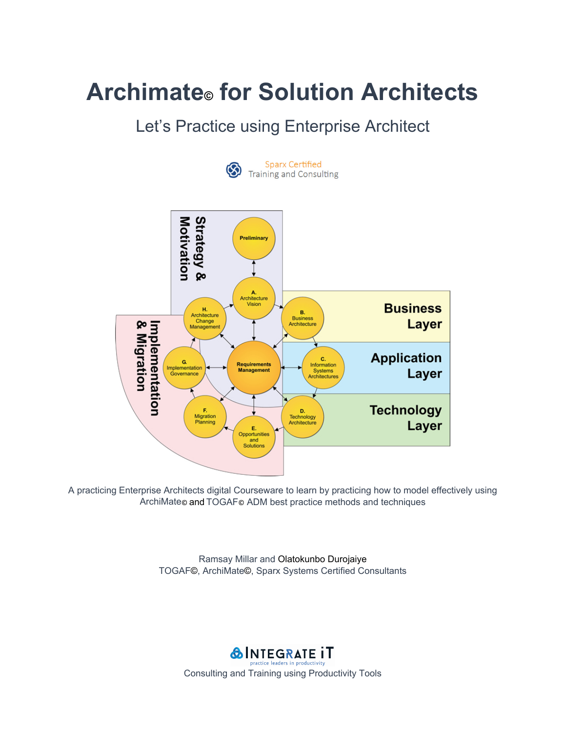# Archimate© for Solution Architects

## Let's Practice using Enterprise Architect

Sparx Certified
Training and Consulting

A practicing Enterprise Architects digital Courseware to learn by practicing how to model effectively using ArchiMate© and TOGAF© ADM best practice methods and techniques

Ramsay Millar and Olatokunbo Durojaiye
TOGAF©, ArchiMate©, Sparx Systems Certified Consultants

INTEGRATE iT
practice leaders in productivity
Consulting and Training using Productivity Tools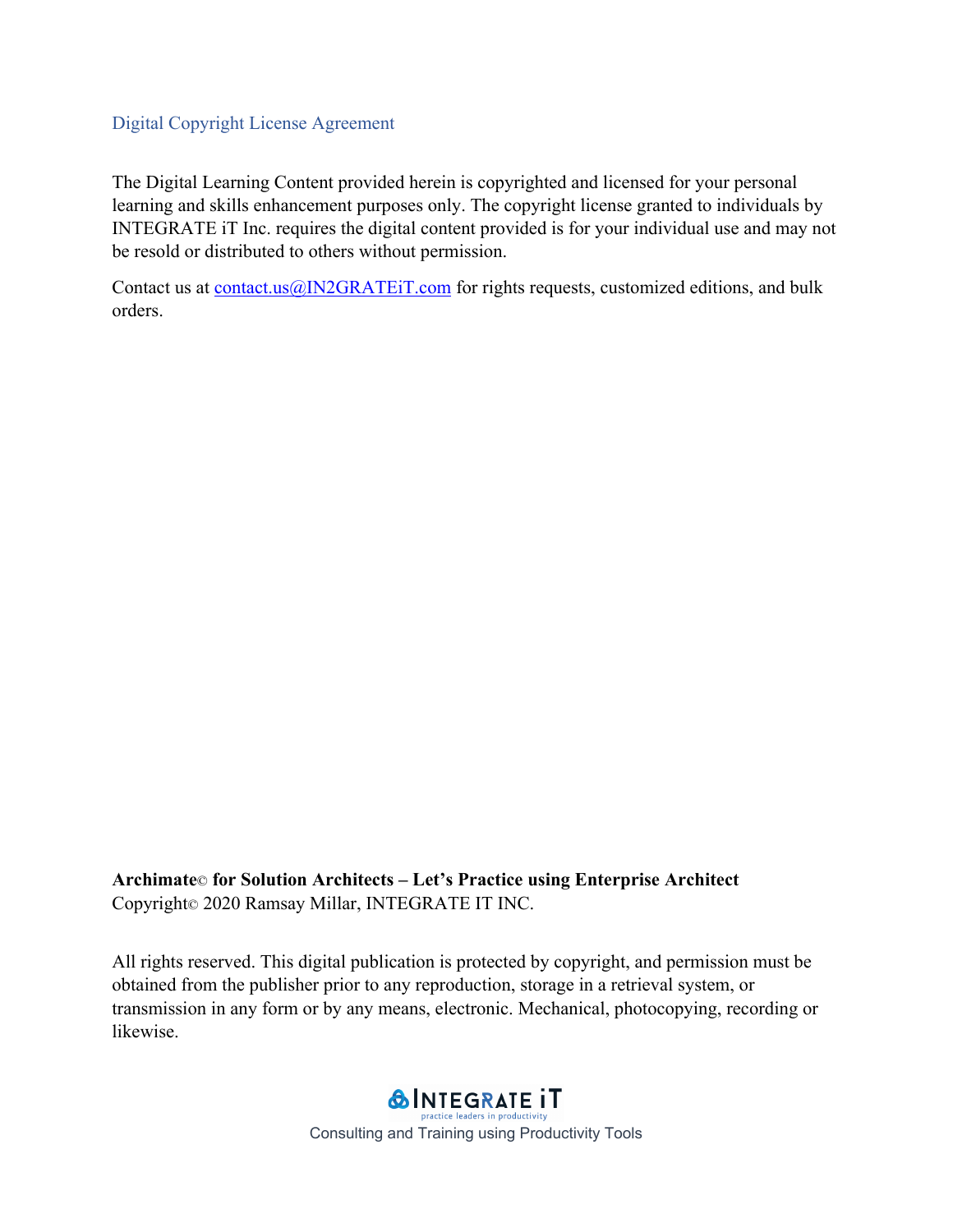## Digital Copyright License Agreement

The Digital Learning Content provided herein is copyrighted and licensed for your personal learning and skills enhancement purposes only. The copyright license granted to individuals by INTEGRATE iT Inc. requires the digital content provided is for your individual use and may not be resold or distributed to others without permission.

Contact us at contact.us@IN2GRATEiT.com for rights requests, customized editions, and bulk orders.

**Archimate© for Solution Architects – Let's Practice using Enterprise Architect**
Copyright© 2020 Ramsay Millar, INTEGRATE IT INC.

All rights reserved. This digital publication is protected by copyright, and permission must be obtained from the publisher prior to any reproduction, storage in a retrieval system, or transmission in any form or by any means, electronic. Mechanical, photocopying, recording or likewise.

INTEGRATE iT
practice leaders in productivity
Consulting and Training using Productivity Tools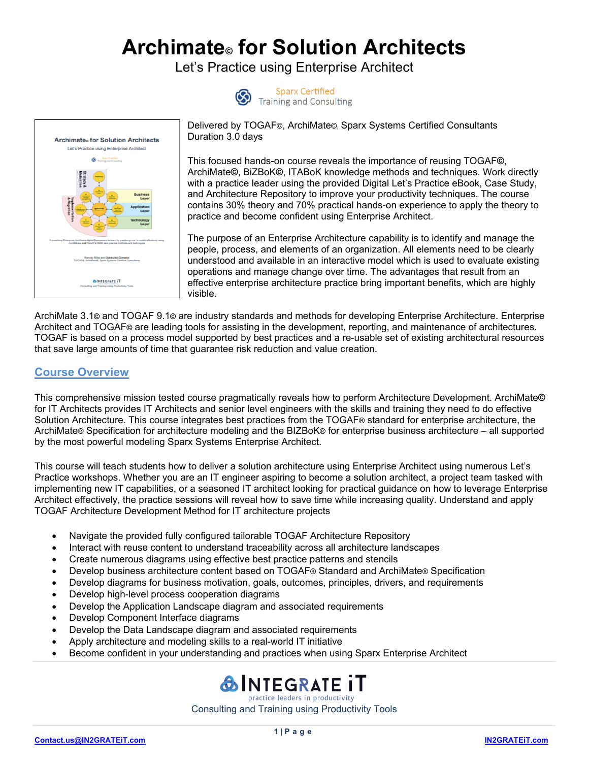# Archimate© for Solution Architects

Let's Practice using Enterprise Architect

Sparx Certified
Training and Consulting

Delivered by TOGAF©, ArchiMate©, Sparx Systems Certified Consultants
Duration 3.0 days

This focused hands-on course reveals the importance of reusing TOGAF©, ArchiMate©, BiZBoK©, ITABoK knowledge methods and techniques. Work directly with a practice leader using the provided Digital Let's Practice eBook, Case Study, and Architecture Repository to improve your productivity techniques. The course contains 30% theory and 70% practical hands-on experience to apply the theory to practice and become confident using Enterprise Architect.

The purpose of an Enterprise Architecture capability is to identify and manage the people, process, and elements of an organization. All elements need to be clearly understood and available in an interactive model which is used to evaluate existing operations and manage change over time. The advantages that result from an effective enterprise architecture practice bring important benefits, which are highly visible.

ArchiMate 3.1© and TOGAF 9.1© are industry standards and methods for developing Enterprise Architecture. Enterprise Architect and TOGAF© are leading tools for assisting in the development, reporting, and maintenance of architectures. TOGAF is based on a process model supported by best practices and a re-usable set of existing architectural resources that save large amounts of time that guarantee risk reduction and value creation.

## Course Overview

This comprehensive mission tested course pragmatically reveals how to perform Architecture Development. ArchiMate© for IT Architects provides IT Architects and senior level engineers with the skills and training they need to do effective Solution Architecture. This course integrates best practices from the TOGAF® standard for enterprise architecture, the ArchiMate® Specification for architecture modeling and the BIZBoK® for enterprise business architecture – all supported by the most powerful modeling Sparx Systems Enterprise Architect.

This course will teach students how to deliver a solution architecture using Enterprise Architect using numerous Let's Practice workshops. Whether you are an IT engineer aspiring to become a solution architect, a project team tasked with implementing new IT capabilities, or a seasoned IT architect looking for practical guidance on how to leverage Enterprise Architect effectively, the practice sessions will reveal how to save time while increasing quality. Understand and apply TOGAF Architecture Development Method for IT architecture projects

- Navigate the provided fully configured tailorable TOGAF Architecture Repository
- Interact with reuse content to understand traceability across all architecture landscapes
- Create numerous diagrams using effective best practice patterns and stencils
- Develop business architecture content based on TOGAF® Standard and ArchiMate® Specification
- Develop diagrams for business motivation, goals, outcomes, principles, drivers, and requirements
- Develop high-level process cooperation diagrams
- Develop the Application Landscape diagram and associated requirements
- Develop Component Interface diagrams
- Develop the Data Landscape diagram and associated requirements
- Apply architecture and modeling skills to a real-world IT initiative
- Become confident in your understanding and practices when using Sparx Enterprise Architect

INTEGRATE iT
practice leaders in productivity
Consulting and Training using Productivity Tools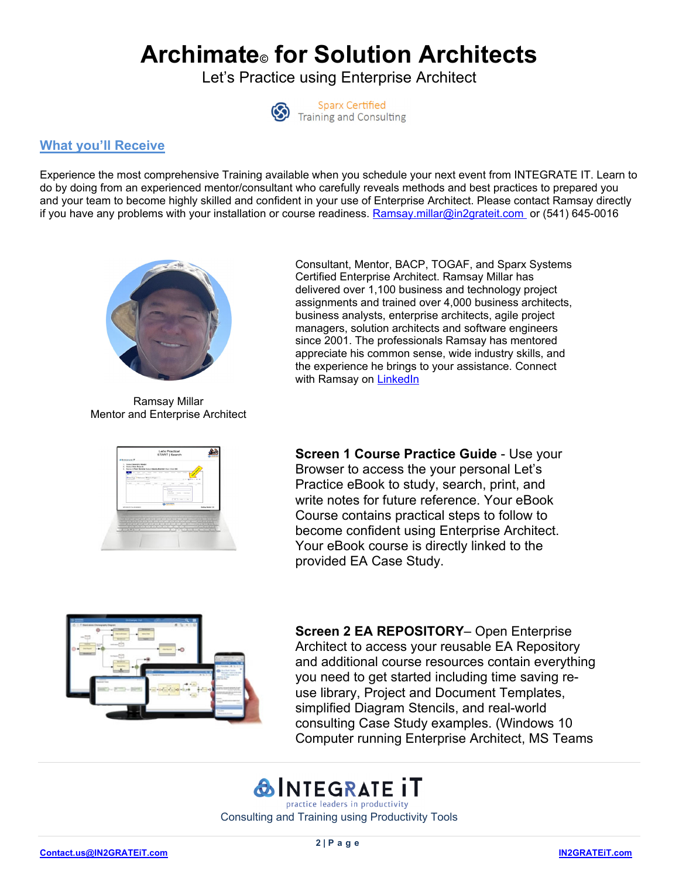# Archimate© for Solution Architects

Let's Practice using Enterprise Architect

Sparx Certified
Training and Consulting

## What you'll Receive

Experience the most comprehensive Training available when you schedule your next event from INTEGRATE IT. Learn to do by doing from an experienced mentor/consultant who carefully reveals methods and best practices to prepared you and your team to become highly skilled and confident in your use of Enterprise Architect. Please contact Ramsay directly if you have any problems with your installation or course readiness. Ramsay.millar@in2grateit.com or (541) 645-0016

Ramsay Millar
Mentor and Enterprise Architect

Consultant, Mentor, BACP, TOGAF, and Sparx Systems Certified Enterprise Architect. Ramsay Millar has delivered over 1,100 business and technology project assignments and trained over 4,000 business architects, business analysts, enterprise architects, agile project managers, solution architects and software engineers since 2001. The professionals Ramsay has mentored appreciate his common sense, wide industry skills, and the experience he brings to your assistance. Connect with Ramsay on LinkedIn

**Screen 1 Course Practice Guide** - Use your Browser to access the your personal Let's Practice eBook to study, search, print, and write notes for future reference. Your eBook Course contains practical steps to follow to become confident using Enterprise Architect. Your eBook course is directly linked to the provided EA Case Study.

**Screen 2 EA REPOSITORY**– Open Enterprise Architect to access your reusable EA Repository and additional course resources contain everything you need to get started including time saving re-use library, Project and Document Templates, simplified Diagram Stencils, and real-world consulting Case Study examples. (Windows 10 Computer running Enterprise Architect, MS Teams

INTEGRATE iT
practice leaders in productivity
Consulting and Training using Productivity Tools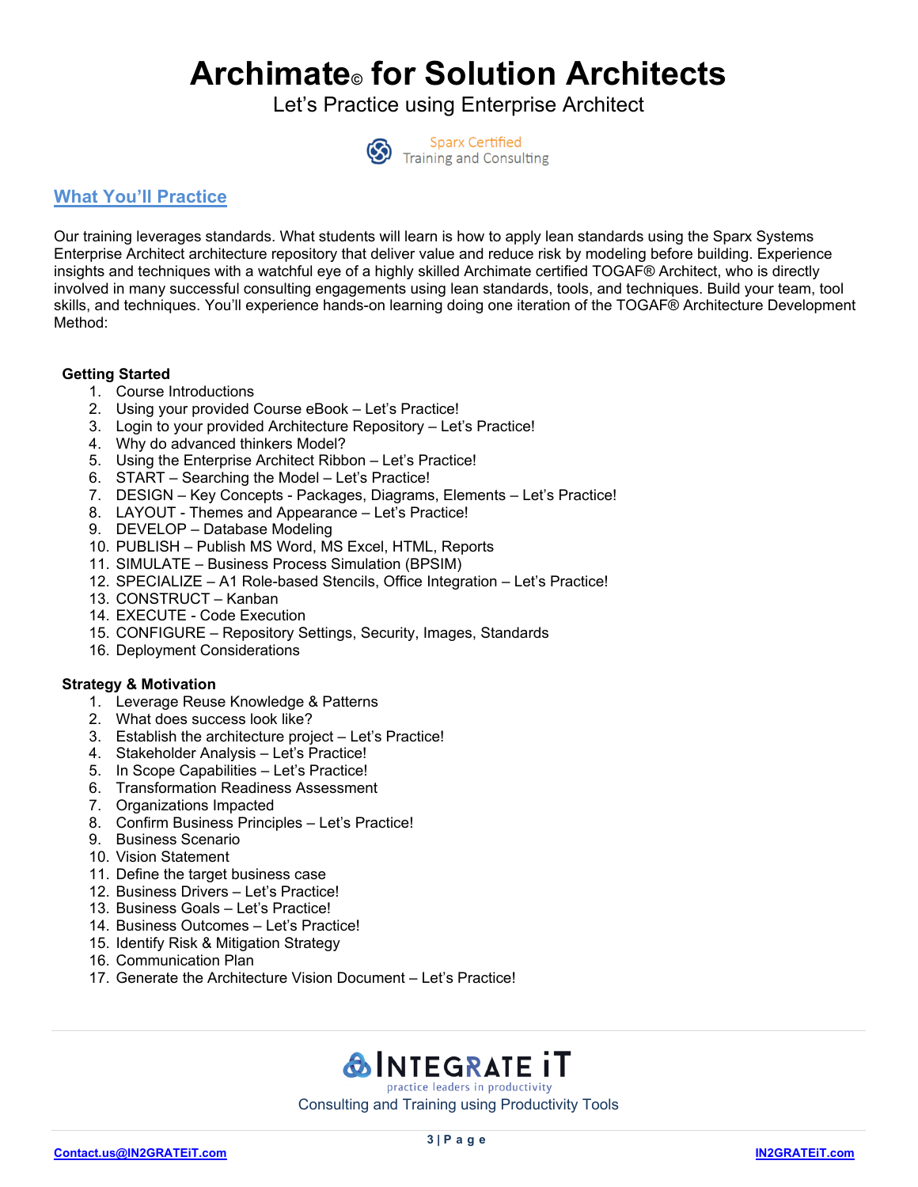# Archimate© for Solution Architects

Let's Practice using Enterprise Architect

Sparx Certified Training and Consulting

## What You'll Practice

Our training leverages standards. What students will learn is how to apply lean standards using the Sparx Systems Enterprise Architect architecture repository that deliver value and reduce risk by modeling before building. Experience insights and techniques with a watchful eye of a highly skilled Archimate certified TOGAF® Architect, who is directly involved in many successful consulting engagements using lean standards, tools, and techniques. Build your team, tool skills, and techniques. You'll experience hands-on learning doing one iteration of the TOGAF® Architecture Development Method:

**Getting Started**

1. Course Introductions
2. Using your provided Course eBook – Let's Practice!
3. Login to your provided Architecture Repository – Let's Practice!
4. Why do advanced thinkers Model?
5. Using the Enterprise Architect Ribbon – Let's Practice!
6. START – Searching the Model – Let's Practice!
7. DESIGN – Key Concepts - Packages, Diagrams, Elements – Let's Practice!
8. LAYOUT - Themes and Appearance – Let's Practice!
9. DEVELOP – Database Modeling
10. PUBLISH – Publish MS Word, MS Excel, HTML, Reports
11. SIMULATE – Business Process Simulation (BPSIM)
12. SPECIALIZE – A1 Role-based Stencils, Office Integration – Let's Practice!
13. CONSTRUCT – Kanban
14. EXECUTE - Code Execution
15. CONFIGURE – Repository Settings, Security, Images, Standards
16. Deployment Considerations

**Strategy & Motivation**

1. Leverage Reuse Knowledge & Patterns
2. What does success look like?
3. Establish the architecture project – Let's Practice!
4. Stakeholder Analysis – Let's Practice!
5. In Scope Capabilities – Let's Practice!
6. Transformation Readiness Assessment
7. Organizations Impacted
8. Confirm Business Principles – Let's Practice!
9. Business Scenario
10. Vision Statement
11. Define the target business case
12. Business Drivers – Let's Practice!
13. Business Goals – Let's Practice!
14. Business Outcomes – Let's Practice!
15. Identify Risk & Mitigation Strategy
16. Communication Plan
17. Generate the Architecture Vision Document – Let's Practice!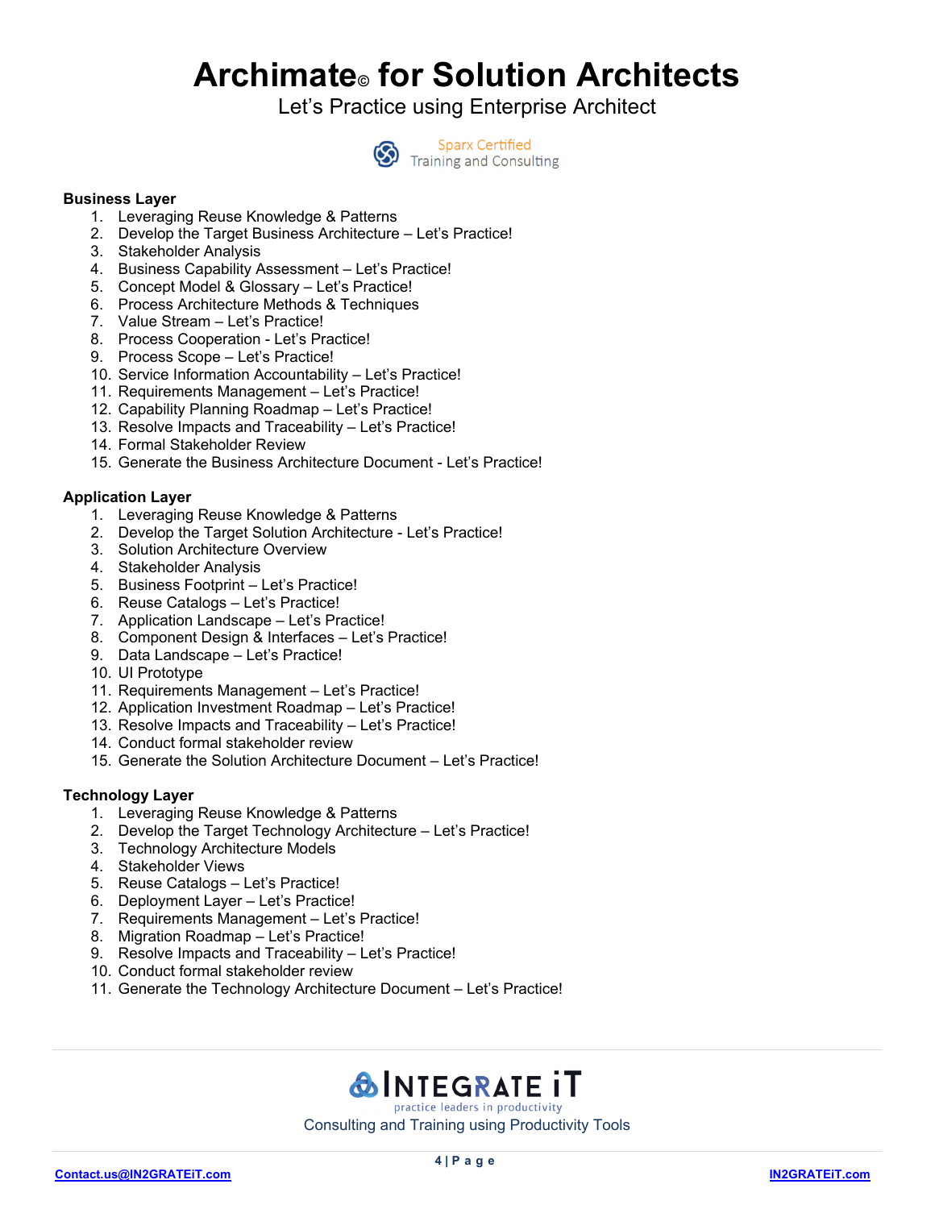# Archimate© for Solution Architects

Let's Practice using Enterprise Architect

Sparx Certified
Training and Consulting

**Business Layer**

1. Leveraging Reuse Knowledge & Patterns
2. Develop the Target Business Architecture – Let's Practice!
3. Stakeholder Analysis
4. Business Capability Assessment – Let's Practice!
5. Concept Model & Glossary – Let's Practice!
6. Process Architecture Methods & Techniques
7. Value Stream – Let's Practice!
8. Process Cooperation - Let's Practice!
9. Process Scope – Let's Practice!
10. Service Information Accountability – Let's Practice!
11. Requirements Management – Let's Practice!
12. Capability Planning Roadmap – Let's Practice!
13. Resolve Impacts and Traceability – Let's Practice!
14. Formal Stakeholder Review
15. Generate the Business Architecture Document - Let's Practice!

**Application Layer**

1. Leveraging Reuse Knowledge & Patterns
2. Develop the Target Solution Architecture - Let's Practice!
3. Solution Architecture Overview
4. Stakeholder Analysis
5. Business Footprint – Let's Practice!
6. Reuse Catalogs – Let's Practice!
7. Application Landscape – Let's Practice!
8. Component Design & Interfaces – Let's Practice!
9. Data Landscape – Let's Practice!
10. UI Prototype
11. Requirements Management – Let's Practice!
12. Application Investment Roadmap – Let's Practice!
13. Resolve Impacts and Traceability – Let's Practice!
14. Conduct formal stakeholder review
15. Generate the Solution Architecture Document – Let's Practice!

**Technology Layer**

1. Leveraging Reuse Knowledge & Patterns
2. Develop the Target Technology Architecture – Let's Practice!
3. Technology Architecture Models
4. Stakeholder Views
5. Reuse Catalogs – Let's Practice!
6. Deployment Layer – Let's Practice!
7. Requirements Management – Let's Practice!
8. Migration Roadmap – Let's Practice!
9. Resolve Impacts and Traceability – Let's Practice!
10. Conduct formal stakeholder review
11. Generate the Technology Architecture Document – Let's Practice!

INTEGRATE iT
practice leaders in productivity
Consulting and Training using Productivity Tools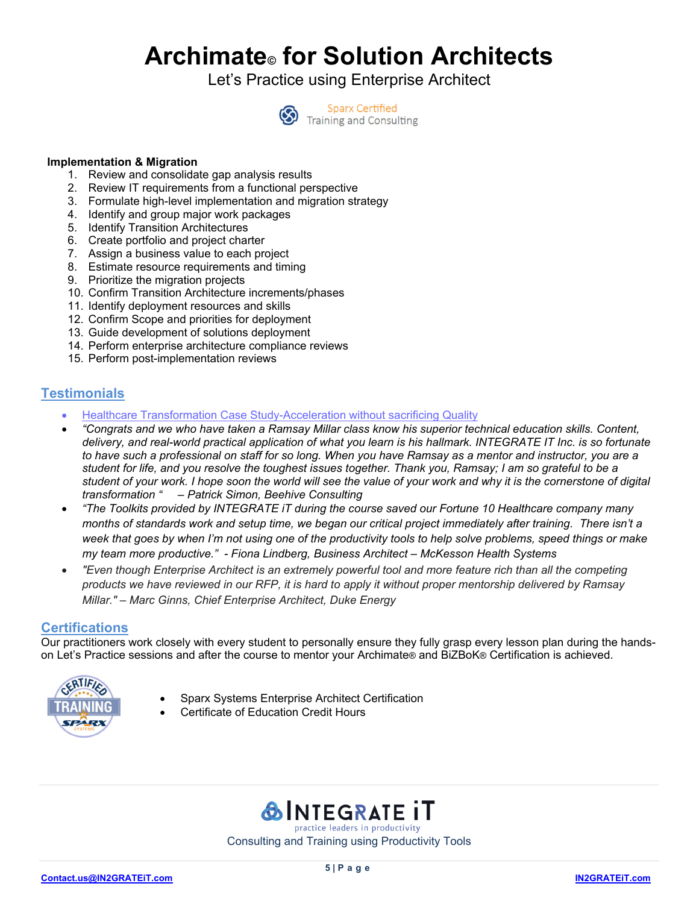# Archimate© for Solution Architects

Let's Practice using Enterprise Architect

Sparx Certified Training and Consulting

**Implementation & Migration**

1. Review and consolidate gap analysis results
2. Review IT requirements from a functional perspective
3. Formulate high-level implementation and migration strategy
4. Identify and group major work packages
5. Identify Transition Architectures
6. Create portfolio and project charter
7. Assign a business value to each project
8. Estimate resource requirements and timing
9. Prioritize the migration projects
10. Confirm Transition Architecture increments/phases
11. Identify deployment resources and skills
12. Confirm Scope and priorities for deployment
13. Guide development of solutions deployment
14. Perform enterprise architecture compliance reviews
15. Perform post-implementation reviews

## Testimonials

- Healthcare Transformation Case Study-Acceleration without sacrificing Quality
- *"Congrats and we who have taken a Ramsay Millar class know his superior technical education skills. Content, delivery, and real-world practical application of what you learn is his hallmark. INTEGRATE IT Inc. is so fortunate to have such a professional on staff for so long. When you have Ramsay as a mentor and instructor, you are a student for life, and you resolve the toughest issues together. Thank you, Ramsay; I am so grateful to be a student of your work. I hope soon the world will see the value of your work and why it is the cornerstone of digital transformation "   – Patrick Simon, Beehive Consulting*
- *"The Toolkits provided by INTEGRATE iT during the course saved our Fortune 10 Healthcare company many months of standards work and setup time, we began our critical project immediately after training. There isn't a week that goes by when I'm not using one of the productivity tools to help solve problems, speed things or make my team more productive." - Fiona Lindberg, Business Architect – McKesson Health Systems*
- *"Even though Enterprise Architect is an extremely powerful tool and more feature rich than all the competing products we have reviewed in our RFP, it is hard to apply it without proper mentorship delivered by Ramsay Millar." – Marc Ginns, Chief Enterprise Architect, Duke Energy*

## Certifications

Our practitioners work closely with every student to personally ensure they fully grasp every lesson plan during the hands-on Let's Practice sessions and after the course to mentor your Archimate® and BiZBoK® Certification is achieved.

- Sparx Systems Enterprise Architect Certification
- Certificate of Education Credit Hours

INTEGRATE iT
practice leaders in productivity
Consulting and Training using Productivity Tools

Contact.us@IN2GRATEiT.com

IN2GRATEiT.com